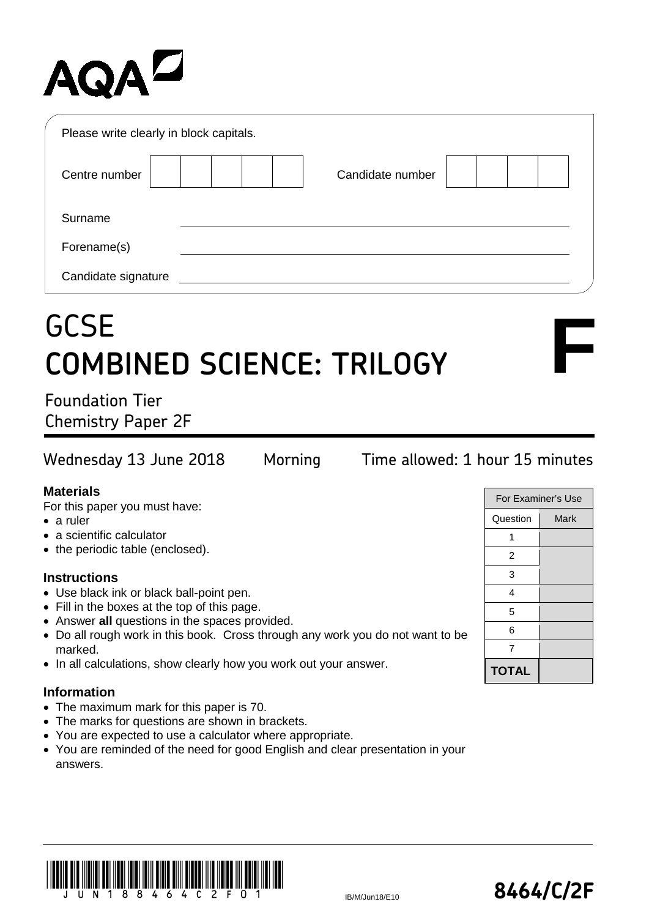AQA

Please write clearly in block capitals.

| | |
|---|---|
| Centre number | |
| Candidate number | |
| Surname | |
| Forename(s) | |
| Candidate signature | |

# GCSE
# COMBINED SCIENCE: TRILOGY

**F**

## Foundation Tier
## Chemistry Paper 2F

Wednesday 13 June 2018 Morning Time allowed: 1 hour 15 minutes

**Materials**

For this paper you must have:

- a ruler
- a scientific calculator
- the periodic table (enclosed).

**Instructions**

- Use black ink or black ball-point pen.
- Fill in the boxes at the top of this page.
- Answer **all** questions in the spaces provided.
- Do all rough work in this book. Cross through any work you do not want to be marked.
- In all calculations, show clearly how you work out your answer.

**Information**

- The maximum mark for this paper is 70.
- The marks for questions are shown in brackets.
- You are expected to use a calculator where appropriate.
- You are reminded of the need for good English and clear presentation in your answers.

| For Examiner's Use | |
|---|---|
| Question | Mark |
| 1 | |
| 2 | |
| 3 | |
| 4 | |
| 5 | |
| 6 | |
| 7 | |
| **TOTAL** | |

IB/M/Jun18/E10

**8464/C/2F**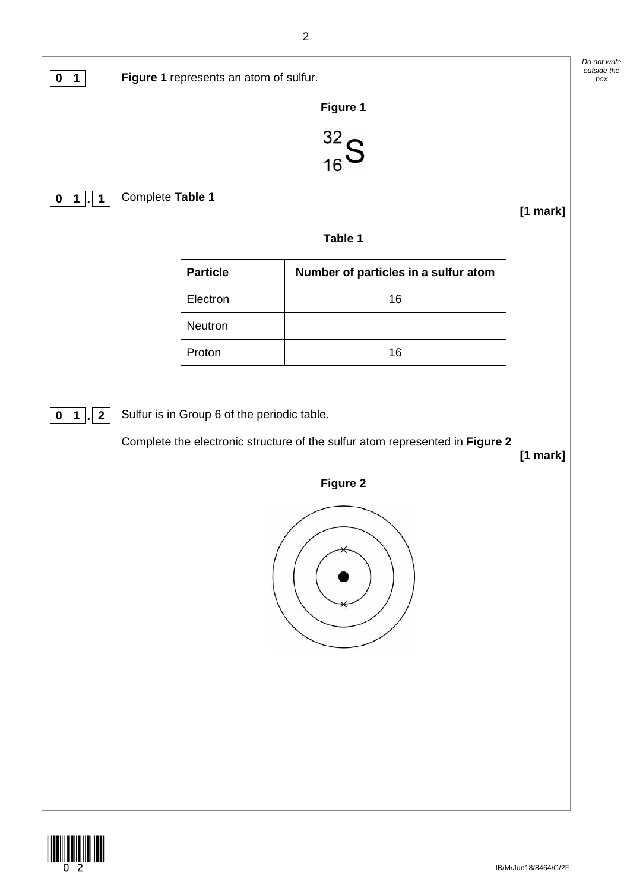**0 1** **Figure 1** represents an atom of sulfur.

**Figure 1**

$^{32}_{16}S$

**0 1 . 1** Complete **Table 1**

**[1 mark]**

**Table 1**

| Particle | Number of particles in a sulfur atom |
|---|---|
| Electron | 16 |
| Neutron | |
| Proton | 16 |

**0 1 . 2** Sulfur is in Group 6 of the periodic table.

Complete the electronic structure of the sulfur atom represented in **Figure 2**

**[1 mark]**

**Figure 2**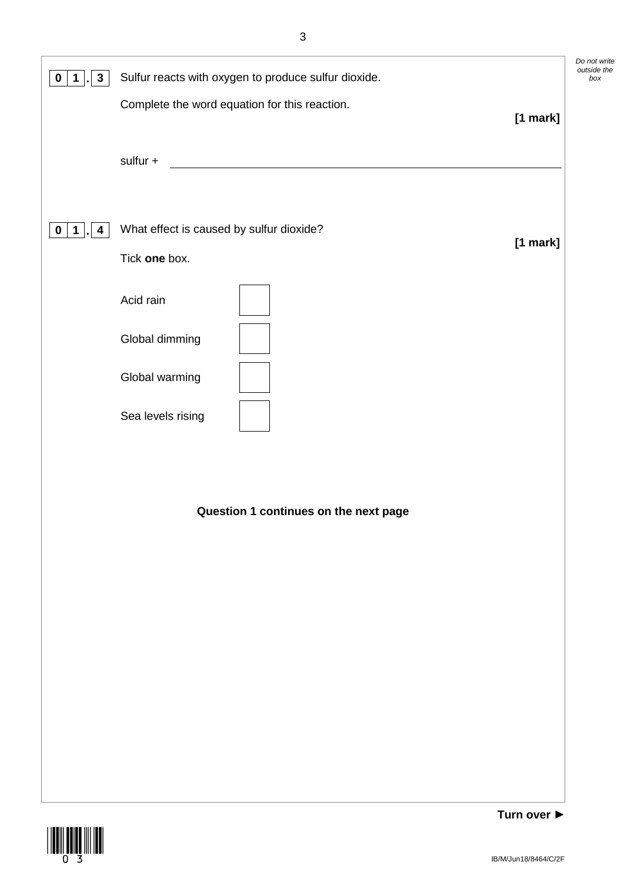**0 1 . 3** Sulfur reacts with oxygen to produce sulfur dioxide.

Complete the word equation for this reaction.

**[1 mark]**

sulfur + ______________________________________________

**0 1 . 4** What effect is caused by sulfur dioxide?

**[1 mark]**

Tick **one** box.

- Acid rain ☐
- Global dimming ☐
- Global warming ☐
- Sea levels rising ☐

**Question 1 continues on the next page**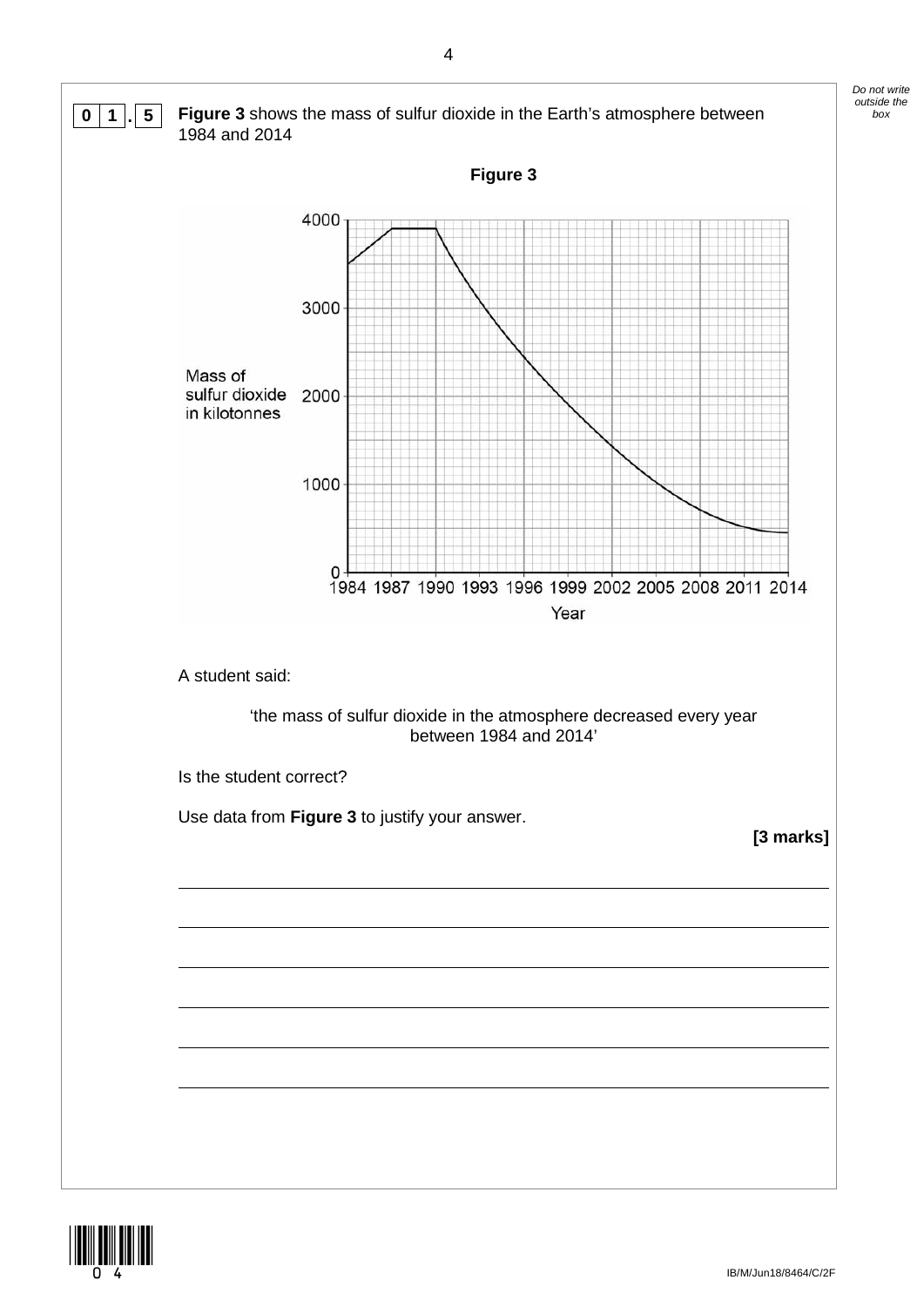**0 1 . 5** **Figure 3** shows the mass of sulfur dioxide in the Earth's atmosphere between 1984 and 2014

**Figure 3**

A student said:

'the mass of sulfur dioxide in the atmosphere decreased every year between 1984 and 2014'

Is the student correct?

Use data from **Figure 3** to justify your answer.

**[3 marks]**

_______________________________________________________________________________

_______________________________________________________________________________

_______________________________________________________________________________

_______________________________________________________________________________

_______________________________________________________________________________

_______________________________________________________________________________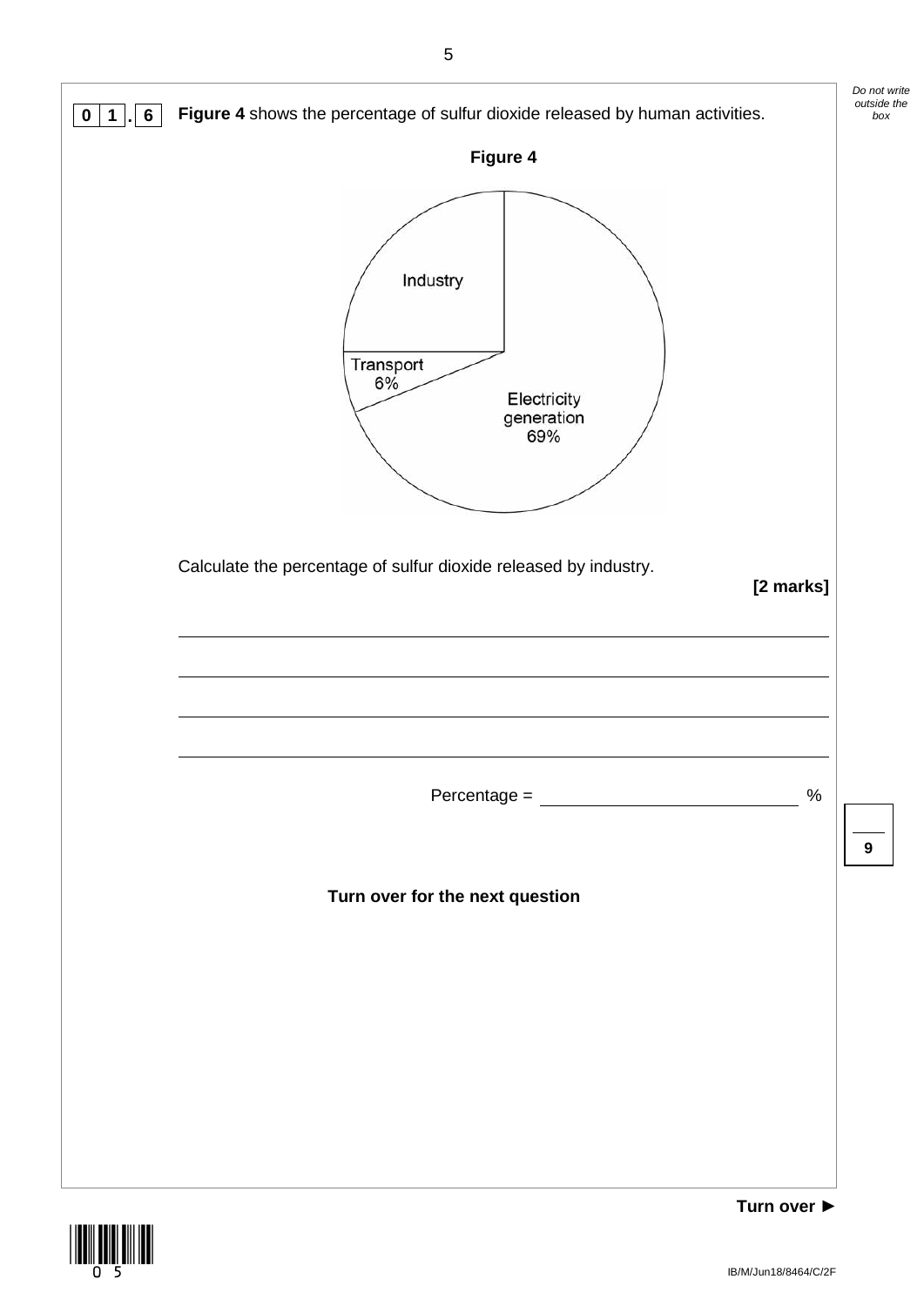**0 1 . 6** **Figure 4** shows the percentage of sulfur dioxide released by human activities.

**Figure 4**

Industry

Transport
6%

Electricity
generation
69%

Calculate the percentage of sulfur dioxide released by industry.

**[2 marks]**

Percentage = \_\_\_\_\_\_\_\_\_\_\_\_\_\_\_\_\_\_\_\_ %

**Turn over for the next question**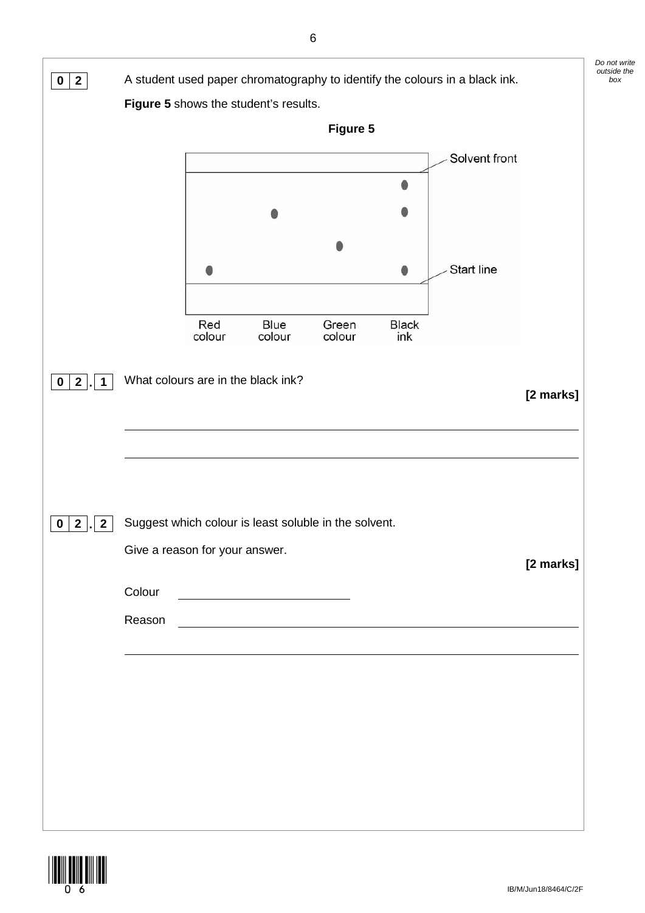**0 2** A student used paper chromatography to identify the colours in a black ink.

**Figure 5** shows the student's results.

**Figure 5**

Solvent front

Start line

Red colour

Blue colour

Green colour

Black ink

**0 2 . 1** What colours are in the black ink?

**[2 marks]**

______________________________________________________________________

______________________________________________________________________

**0 2 . 2** Suggest which colour is least soluble in the solvent.

Give a reason for your answer.

**[2 marks]**

Colour ______________________________

Reason ______________________________________________________________

______________________________________________________________________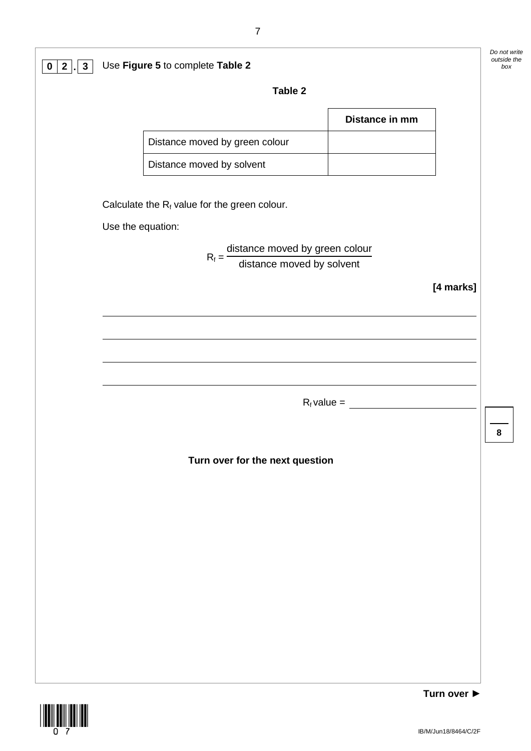**0 2 . 3** Use **Figure 5** to complete **Table 2**

**Table 2**

| | Distance in mm |
|---|---|
| Distance moved by green colour | |
| Distance moved by solvent | |

Calculate the $R_f$ value for the green colour.

Use the equation:

$$R_f = \frac{\text{distance moved by green colour}}{\text{distance moved by solvent}}$$

**[4 marks]**

_______________________________________________

_______________________________________________

_______________________________________________

_______________________________________________

$R_f$ value = _______________

**Turn over for the next question**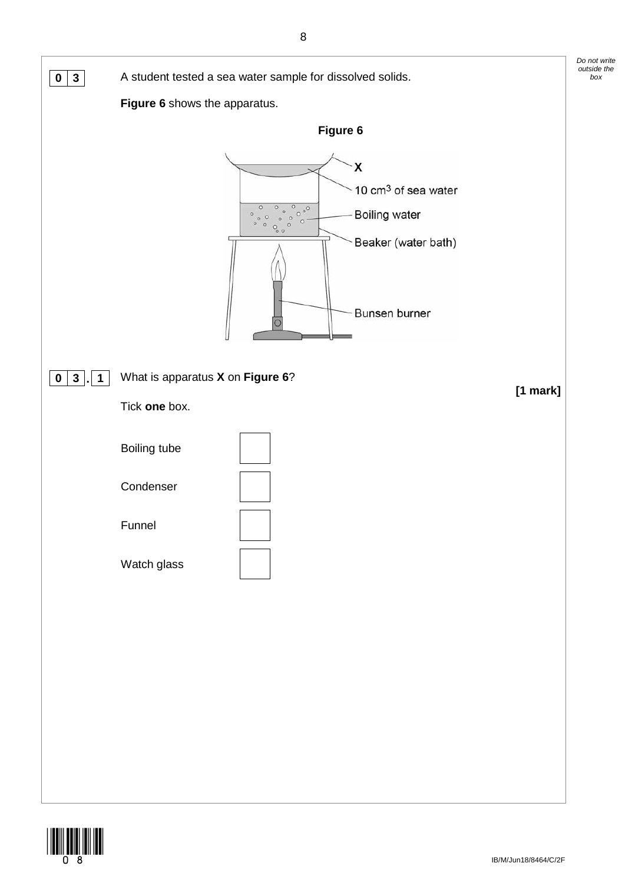**0 3** A student tested a sea water sample for dissolved solids.

**Figure 6** shows the apparatus.

**Figure 6**

X

10 cm$^3$ of sea water

Boiling water

Beaker (water bath)

Bunsen burner

**0 3 . 1** What is apparatus **X** on **Figure 6**?

**[1 mark]**

Tick **one** box.

Boiling tube ☐

Condenser ☐

Funnel ☐

Watch glass ☐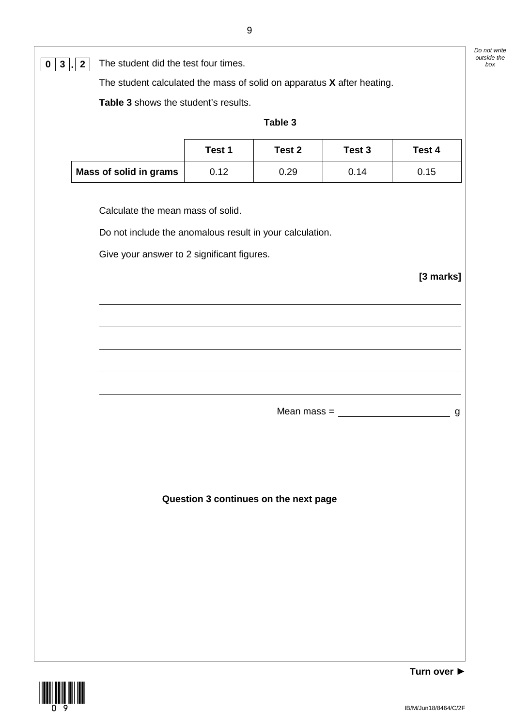**0 3 . 2** The student did the test four times.

The student calculated the mass of solid on apparatus **X** after heating.

**Table 3** shows the student's results.

**Table 3**

| | **Test 1** | **Test 2** | **Test 3** | **Test 4** |
|---|---|---|---|---|
| **Mass of solid in grams** | 0.12 | 0.29 | 0.14 | 0.15 |

Calculate the mean mass of solid.

Do not include the anomalous result in your calculation.

Give your answer to 2 significant figures.

**[3 marks]**

Mean mass = ____________________ g

**Question 3 continues on the next page**

**Turn over ►**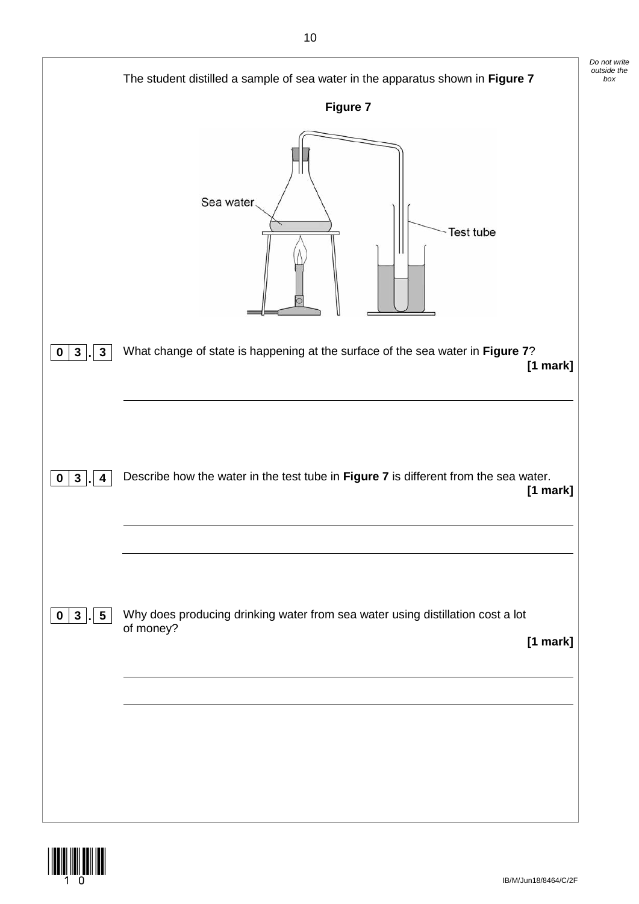The student distilled a sample of sea water in the apparatus shown in **Figure 7**

**Figure 7**

Sea water

Test tube

**0 3 . 3** What change of state is happening at the surface of the sea water in **Figure 7**?

**[1 mark]**

**0 3 . 4** Describe how the water in the test tube in **Figure 7** is different from the sea water.

**[1 mark]**

**0 3 . 5** Why does producing drinking water from sea water using distillation cost a lot of money?

**[1 mark]**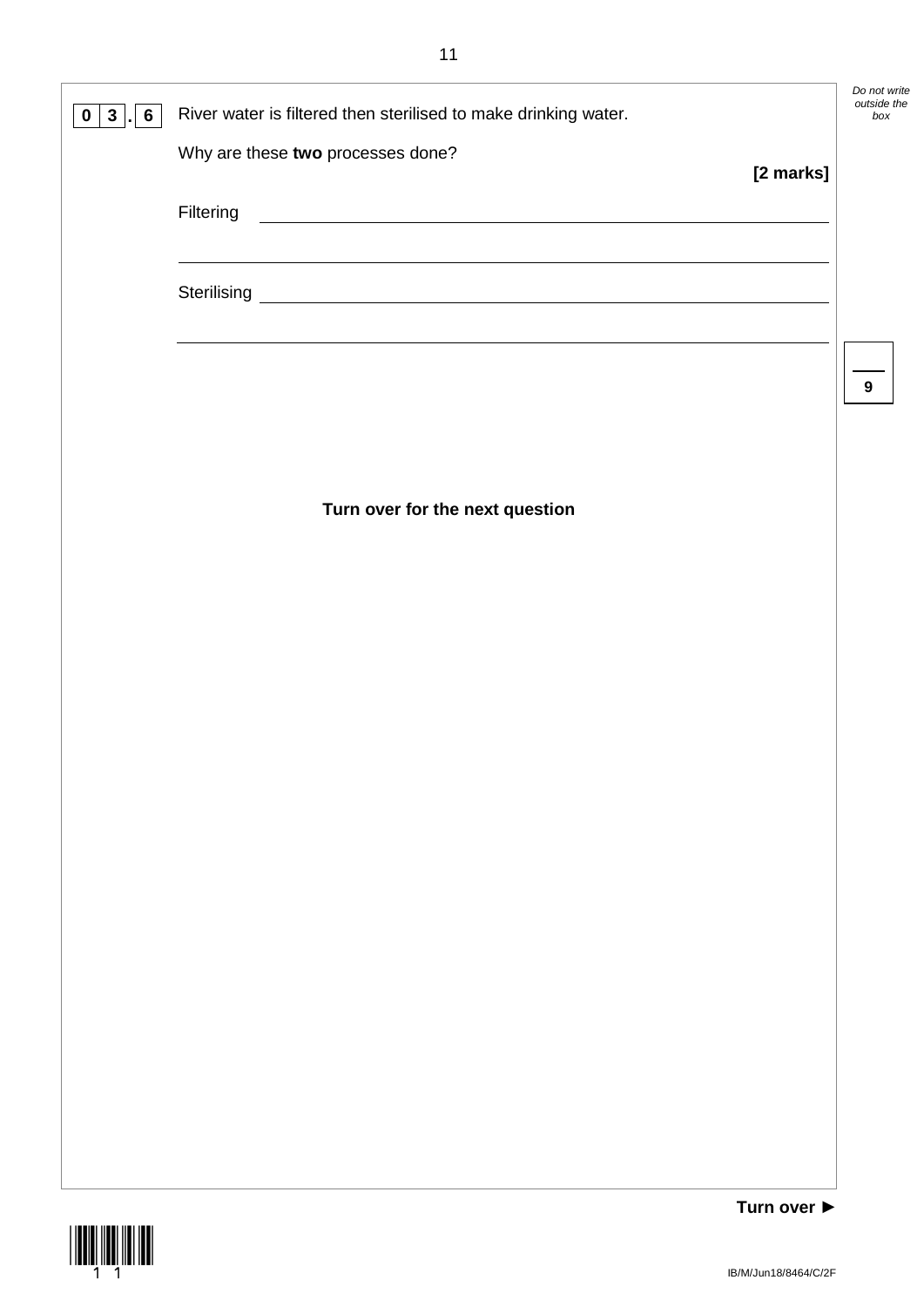**0 3 . 6** River water is filtered then sterilised to make drinking water.

Why are these **two** processes done?

**[2 marks]**

Filtering ____________________________________________

____________________________________________

Sterilising ____________________________________________

____________________________________________

**Turn over for the next question**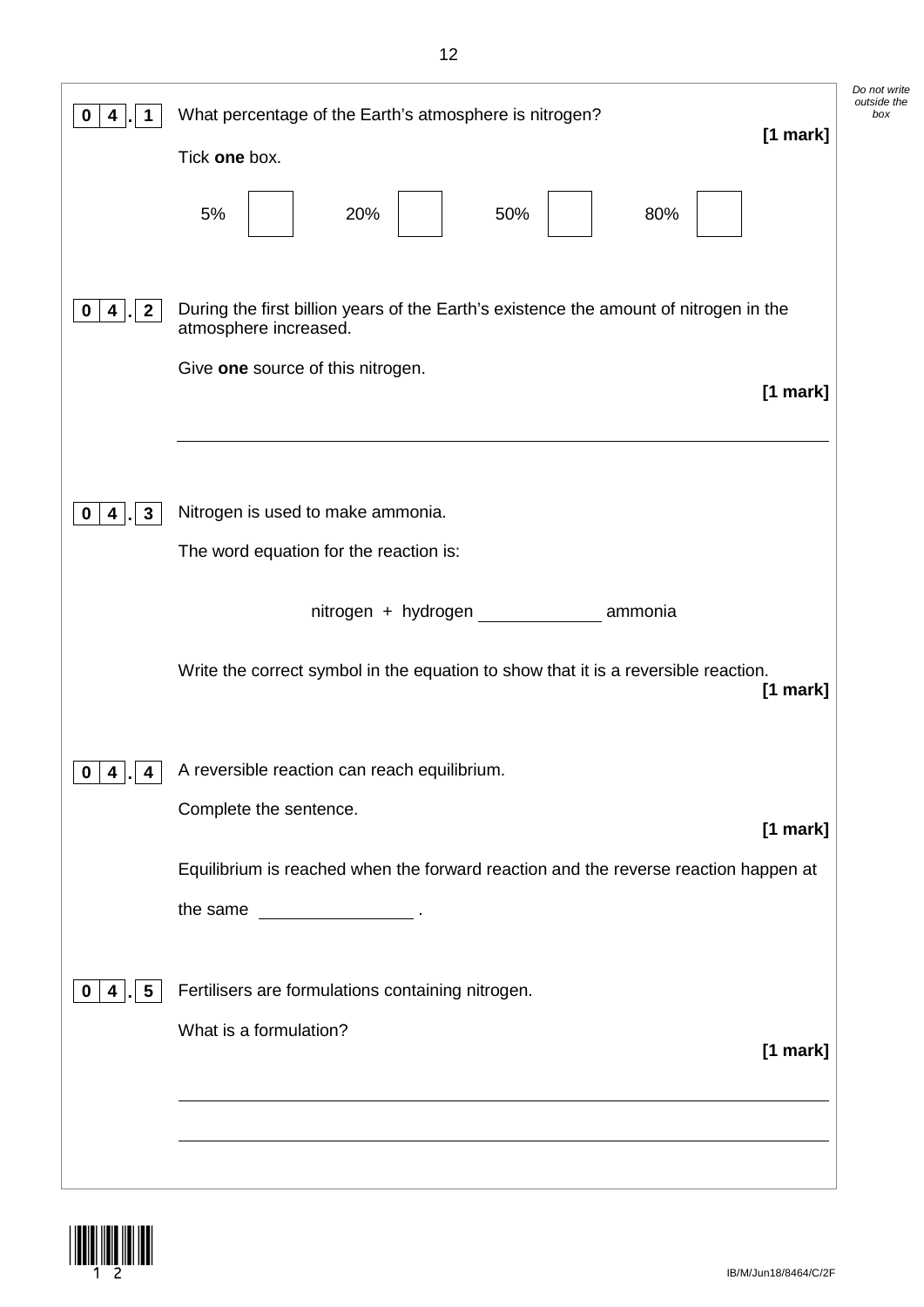**0 4 . 1** What percentage of the Earth's atmosphere is nitrogen?

**[1 mark]**

Tick **one** box.

5% ☐ 20% ☐ 50% ☐ 80% ☐

**0 4 . 2** During the first billion years of the Earth's existence the amount of nitrogen in the atmosphere increased.

Give **one** source of this nitrogen.

**[1 mark]**

____________________________________________

**0 4 . 3** Nitrogen is used to make ammonia.

The word equation for the reaction is:

nitrogen + hydrogen ____________ ammonia

Write the correct symbol in the equation to show that it is a reversible reaction.

**[1 mark]**

**0 4 . 4** A reversible reaction can reach equilibrium.

Complete the sentence.

**[1 mark]**

Equilibrium is reached when the forward reaction and the reverse reaction happen at the same ______________ .

**0 4 . 5** Fertilisers are formulations containing nitrogen.

What is a formulation?

**[1 mark]**

____________________________________________

____________________________________________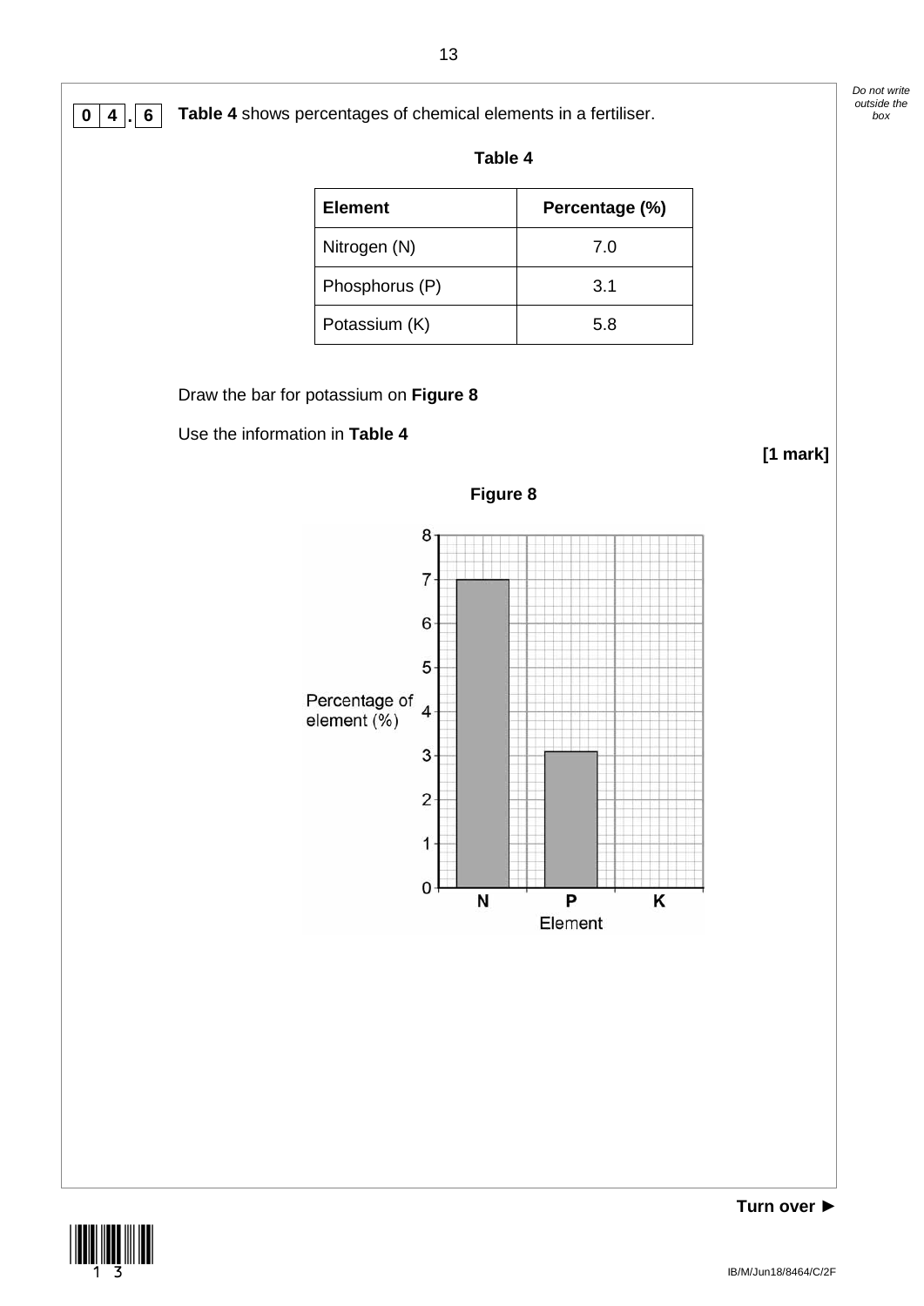**0 4 . 6** **Table 4** shows percentages of chemical elements in a fertiliser.

**Table 4**

| Element | Percentage (%) |
|---|---|
| Nitrogen (N) | 7.0 |
| Phosphorus (P) | 3.1 |
| Potassium (K) | 5.8 |

Draw the bar for potassium on **Figure 8**

Use the information in **Table 4**

**[1 mark]**

**Figure 8**

Percentage of element (%)

8
7
6
5
4
3
2
1
0

N P K

Element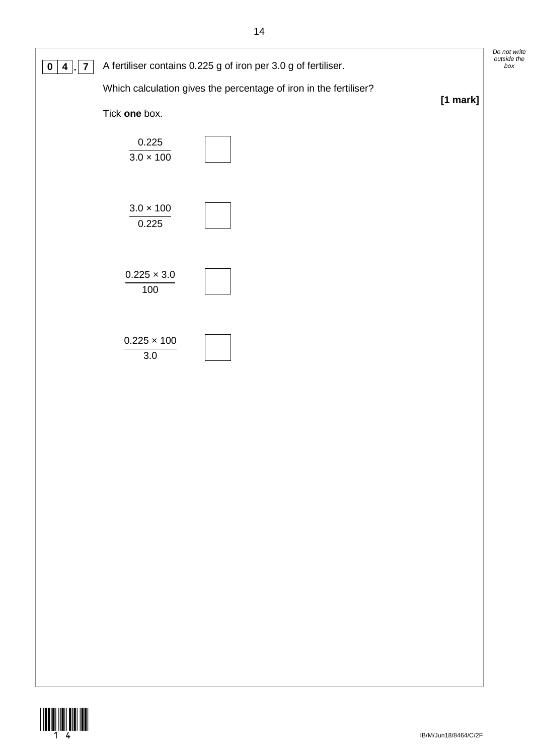**0 4 . 7** A fertiliser contains 0.225 g of iron per 3.0 g of fertiliser.

Which calculation gives the percentage of iron in the fertiliser?

**[1 mark]**

Tick **one** box.

$$\frac{0.225}{3.0 \times 100}$$ ☐

$$\frac{3.0 \times 100}{0.225}$$ ☐

$$\frac{0.225 \times 3.0}{100}$$ ☐

$$\frac{0.225 \times 100}{3.0}$$ ☐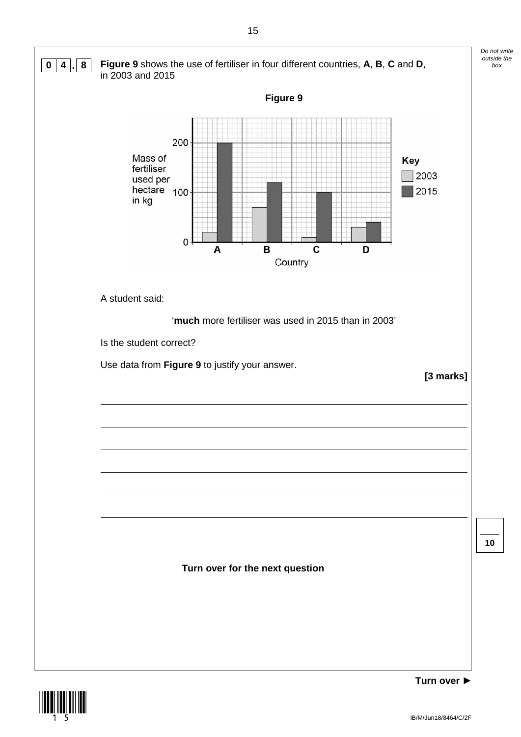**0 4 . 8** **Figure 9** shows the use of fertiliser in four different countries, **A**, **B**, **C** and **D**, in 2003 and 2015

**Figure 9**

Mass of fertiliser used per hectare in kg

200

100

0

A B C D

Country

Key

2003

2015

A student said:

'**much** more fertiliser was used in 2015 than in 2003'

Is the student correct?

Use data from **Figure 9** to justify your answer.

**[3 marks]**

___

___

___

___

___

___

10

**Turn over for the next question**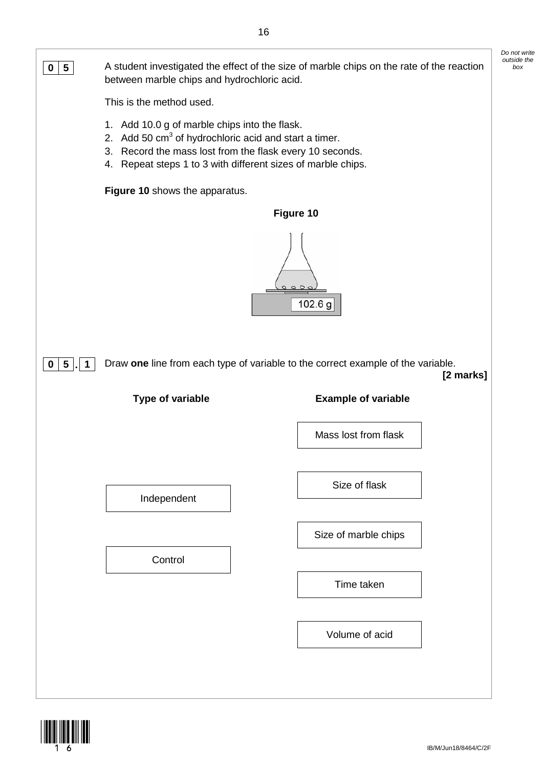**0 5** A student investigated the effect of the size of marble chips on the rate of the reaction between marble chips and hydrochloric acid.

This is the method used.

1. Add 10.0 g of marble chips into the flask.
2. Add 50 $cm^3$ of hydrochloric acid and start a timer.
3. Record the mass lost from the flask every 10 seconds.
4. Repeat steps 1 to 3 with different sizes of marble chips.

**Figure 10** shows the apparatus.

**Figure 10**

102.6 g

**0 5 . 1** Draw **one** line from each type of variable to the correct example of the variable.

**[2 marks]**

**Type of variable**

Independent

Control

**Example of variable**

Mass lost from flask

Size of flask

Size of marble chips

Time taken

Volume of acid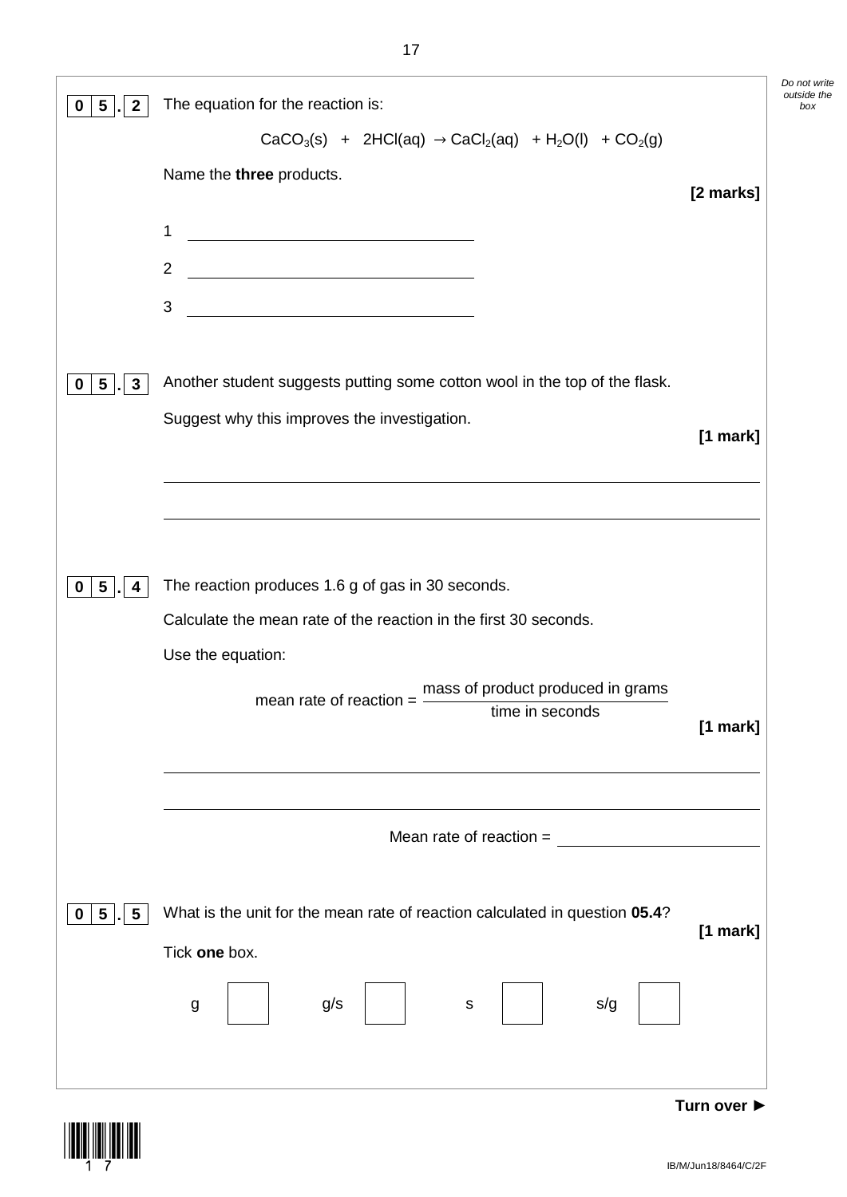**0 5 . 2** The equation for the reaction is:

$$CaCO_3(s) \;+\; 2HCl(aq) \rightarrow CaCl_2(aq) \;+ H_2O(l) \;+ CO_2(g)$$

Name the **three** products.

**[2 marks]**

1 \_\_\_\_\_\_\_\_\_\_\_\_\_\_\_\_\_\_\_\_\_\_\_\_\_\_\_\_

2 \_\_\_\_\_\_\_\_\_\_\_\_\_\_\_\_\_\_\_\_\_\_\_\_\_\_\_\_

3 \_\_\_\_\_\_\_\_\_\_\_\_\_\_\_\_\_\_\_\_\_\_\_\_\_\_\_\_

**0 5 . 3** Another student suggests putting some cotton wool in the top of the flask.

Suggest why this improves the investigation.

**[1 mark]**

\_\_\_\_\_\_\_\_\_\_\_\_\_\_\_\_\_\_\_\_\_\_\_\_\_\_\_\_\_\_\_\_\_\_\_\_\_\_\_\_\_\_\_\_\_\_\_\_\_\_\_\_\_\_\_\_\_\_\_\_

\_\_\_\_\_\_\_\_\_\_\_\_\_\_\_\_\_\_\_\_\_\_\_\_\_\_\_\_\_\_\_\_\_\_\_\_\_\_\_\_\_\_\_\_\_\_\_\_\_\_\_\_\_\_\_\_\_\_\_\_

**0 5 . 4** The reaction produces 1.6 g of gas in 30 seconds.

Calculate the mean rate of the reaction in the first 30 seconds.

Use the equation:

$$\text{mean rate of reaction} = \frac{\text{mass of product produced in grams}}{\text{time in seconds}}$$

**[1 mark]**

\_\_\_\_\_\_\_\_\_\_\_\_\_\_\_\_\_\_\_\_\_\_\_\_\_\_\_\_\_\_\_\_\_\_\_\_\_\_\_\_\_\_\_\_\_\_\_\_\_\_\_\_\_\_\_\_\_\_\_\_

\_\_\_\_\_\_\_\_\_\_\_\_\_\_\_\_\_\_\_\_\_\_\_\_\_\_\_\_\_\_\_\_\_\_\_\_\_\_\_\_\_\_\_\_\_\_\_\_\_\_\_\_\_\_\_\_\_\_\_\_

Mean rate of reaction = \_\_\_\_\_\_\_\_\_\_\_\_\_\_\_\_\_\_\_\_

**0 5 . 5** What is the unit for the mean rate of reaction calculated in question **05.4**?

**[1 mark]**

Tick **one** box.

g ☐ g/s ☐ s ☐ s/g ☐

**Turn over ►**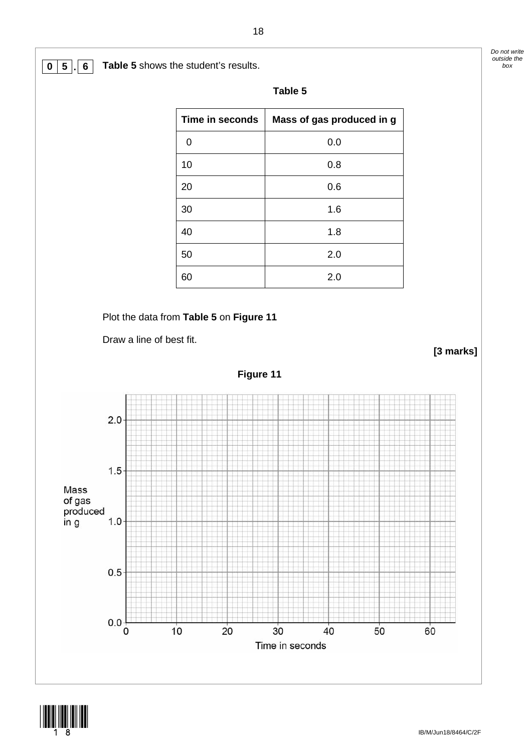**0 5 . 6** **Table 5** shows the student's results.

**Table 5**

| Time in seconds | Mass of gas produced in g |
| --- | --- |
| 0 | 0.0 |
| 10 | 0.8 |
| 20 | 0.6 |
| 30 | 1.6 |
| 40 | 1.8 |
| 50 | 2.0 |
| 60 | 2.0 |

Plot the data from **Table 5** on **Figure 11**

Draw a line of best fit.

**[3 marks]**

**Figure 11**

Mass of gas produced in g

2.0
1.5
1.0
0.5
0.0

0
10
20
30
40
50
60

Time in seconds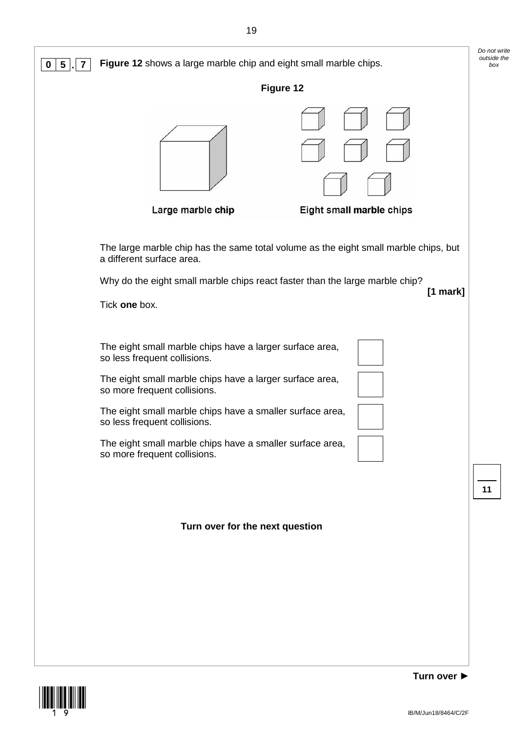**0 5 . 7** **Figure 12** shows a large marble chip and eight small marble chips.

**Figure 12**

Large marble chip

Eight small marble chips

The large marble chip has the same total volume as the eight small marble chips, but a different surface area.

Why do the eight small marble chips react faster than the large marble chip?

**[1 mark]**

Tick **one** box.

- [ ] The eight small marble chips have a larger surface area, so less frequent collisions.
- [ ] The eight small marble chips have a larger surface area, so more frequent collisions.
- [ ] The eight small marble chips have a smaller surface area, so less frequent collisions.
- [ ] The eight small marble chips have a smaller surface area, so more frequent collisions.

**Turn over for the next question**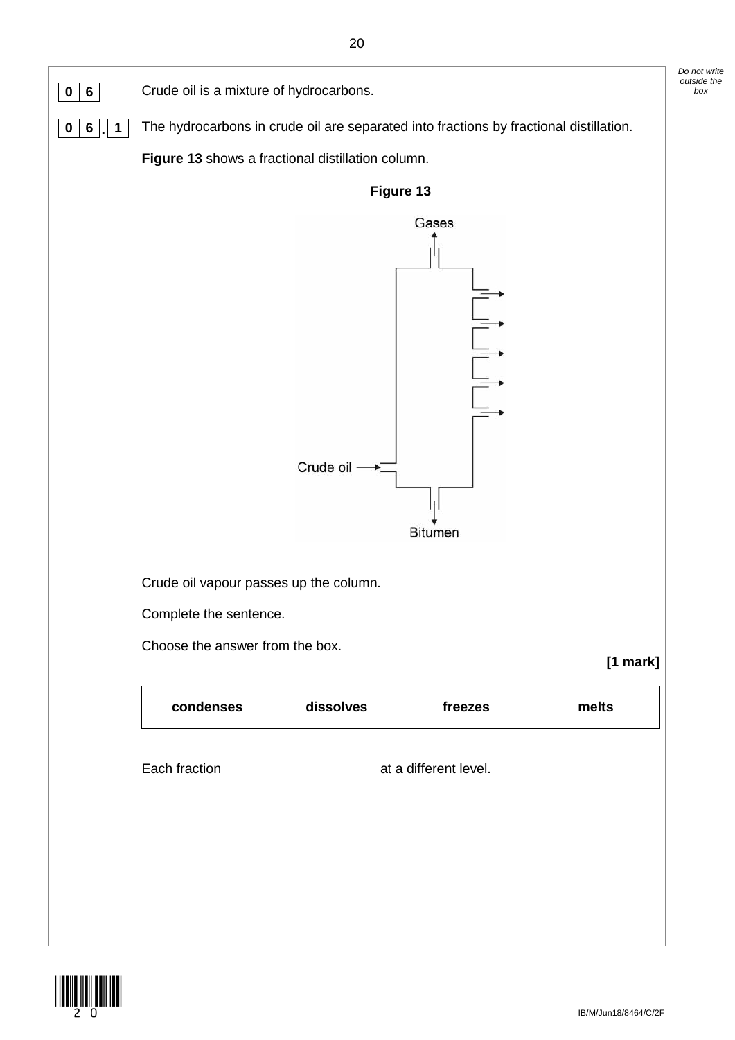**0 6** Crude oil is a mixture of hydrocarbons.

**0 6 . 1** The hydrocarbons in crude oil are separated into fractions by fractional distillation.

**Figure 13** shows a fractional distillation column.

**Figure 13**

Gases

Crude oil

Bitumen

Crude oil vapour passes up the column.

Complete the sentence.

Choose the answer from the box.

**[1 mark]**

| | | | |
|---|---|---|---|
| **condenses** | **dissolves** | **freezes** | **melts** |

Each fraction \_\_\_\_\_\_\_\_\_\_\_\_\_\_\_\_\_\_ at a different level.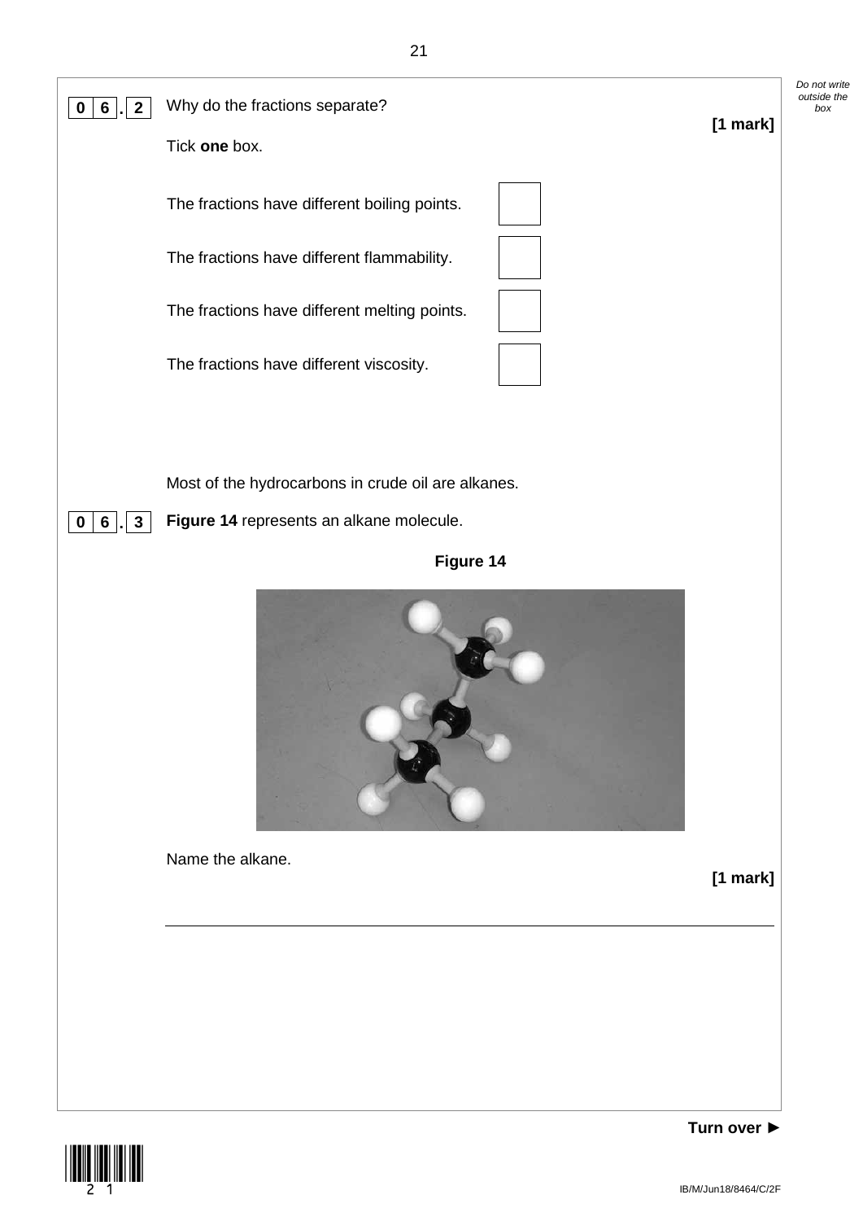**0 6 . 2** Why do the fractions separate?

**[1 mark]**

Tick **one** box.

The fractions have different boiling points. ☐

The fractions have different flammability. ☐

The fractions have different melting points. ☐

The fractions have different viscosity. ☐

Most of the hydrocarbons in crude oil are alkanes.

**0 6 . 3** **Figure 14** represents an alkane molecule.

**Figure 14**

Name the alkane.

**[1 mark]**

____________________________________________________________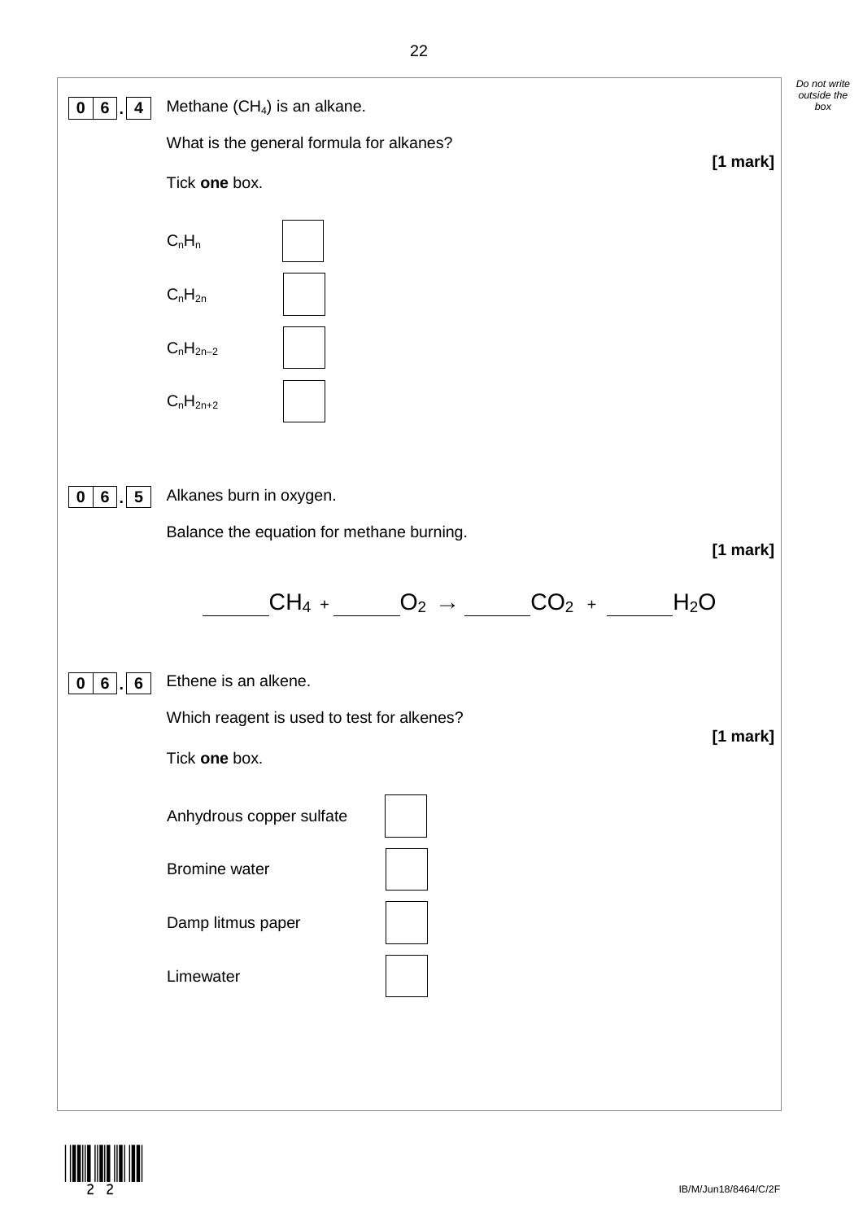**0 6 . 4** Methane ($CH_4$) is an alkane.

What is the general formula for alkanes?

**[1 mark]**

Tick **one** box.

- $C_nH_n$ ☐
- $C_nH_{2n}$ ☐
- $C_nH_{2n-2}$ ☐
- $C_nH_{2n+2}$ ☐

**0 6 . 5** Alkanes burn in oxygen.

Balance the equation for methane burning.

**[1 mark]**

$$\_\_\_\_ CH_4 + \_\_\_\_ O_2 \rightarrow \_\_\_\_ CO_2 + \_\_\_\_ H_2O$$

**0 6 . 6** Ethene is an alkene.

Which reagent is used to test for alkenes?

**[1 mark]**

Tick **one** box.

- Anhydrous copper sulfate ☐
- Bromine water ☐
- Damp litmus paper ☐
- Limewater ☐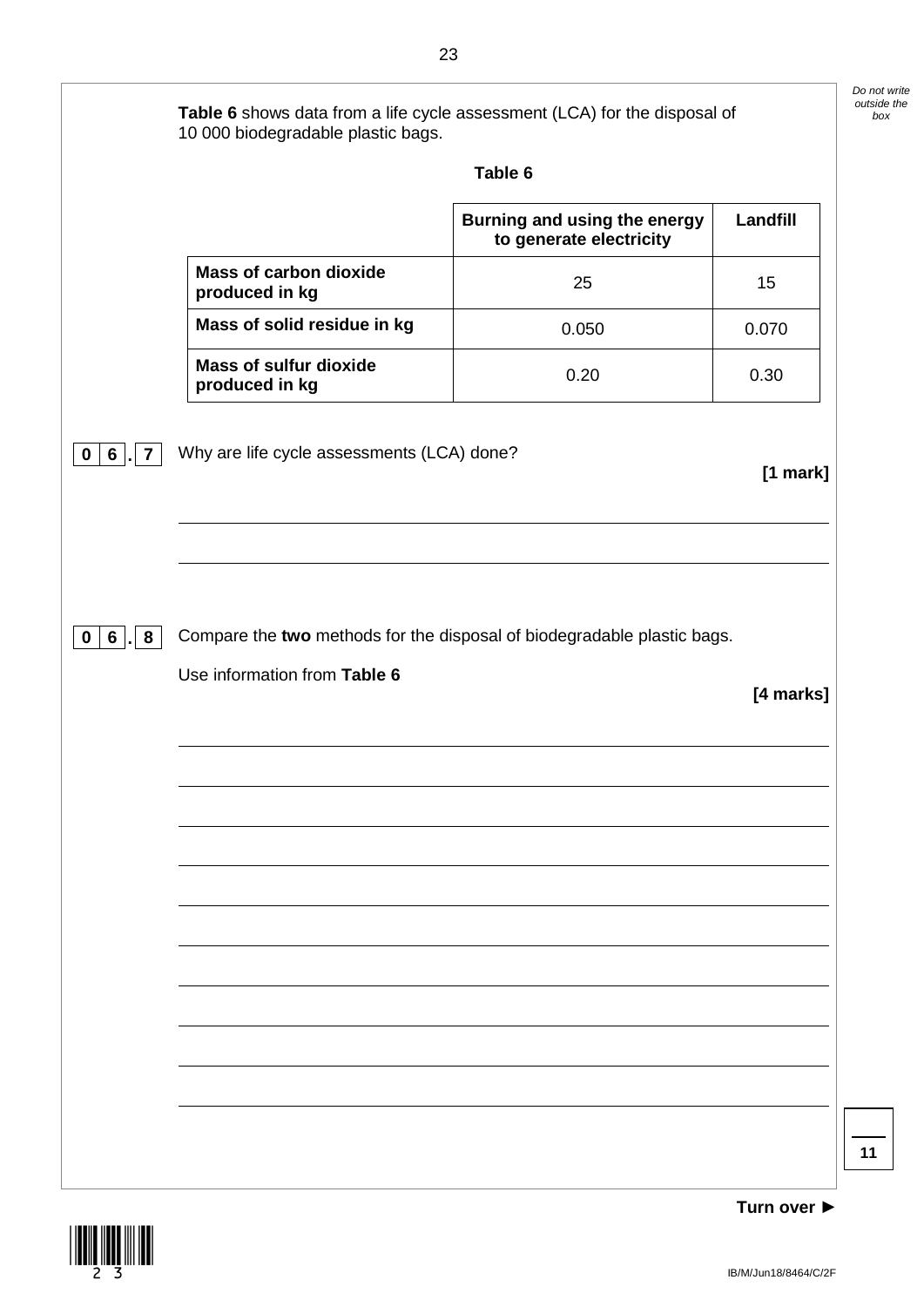**Table 6** shows data from a life cycle assessment (LCA) for the disposal of 10 000 biodegradable plastic bags.

**Table 6**

| | Burning and using the energy to generate electricity | Landfill |
|---|---|---|
| **Mass of carbon dioxide produced in kg** | 25 | 15 |
| **Mass of solid residue in kg** | 0.050 | 0.070 |
| **Mass of sulfur dioxide produced in kg** | 0.20 | 0.30 |

**0 6 . 7** Why are life cycle assessments (LCA) done?

**[1 mark]**

______________________________________________________________

______________________________________________________________

**0 6 . 8** Compare the **two** methods for the disposal of biodegradable plastic bags.

Use information from **Table 6**

**[4 marks]**

______________________________________________________________

______________________________________________________________

______________________________________________________________

______________________________________________________________

______________________________________________________________

______________________________________________________________

______________________________________________________________

______________________________________________________________

______________________________________________________________

______________________________________________________________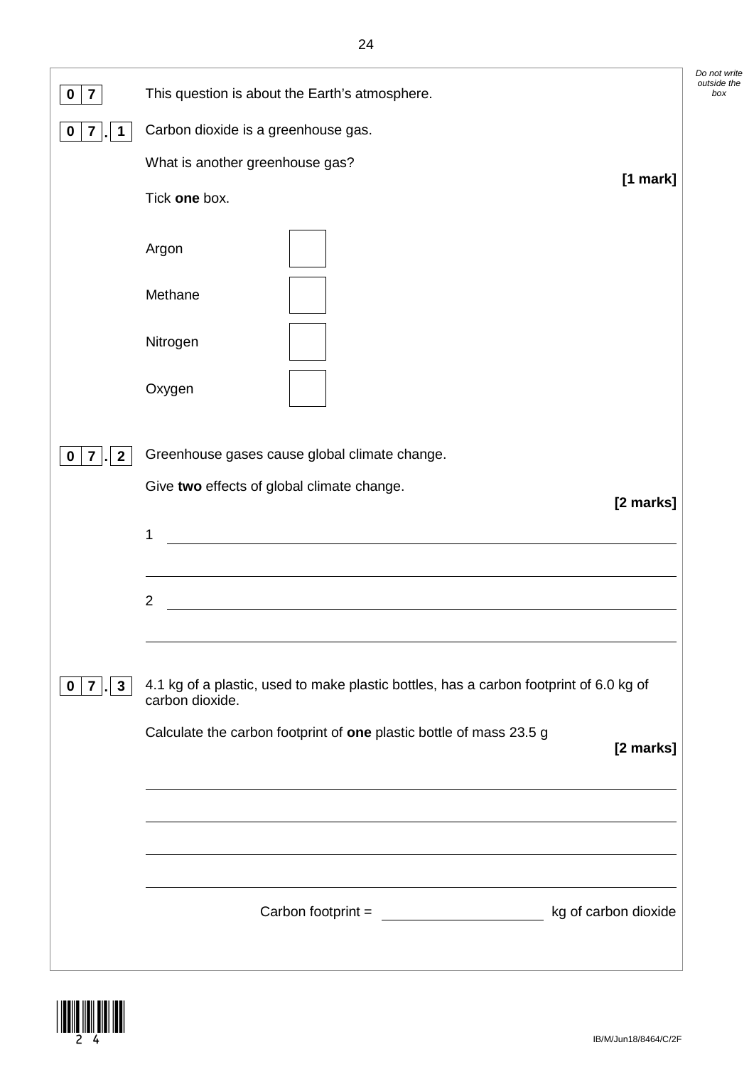**0 7** This question is about the Earth's atmosphere.

**0 7 . 1** Carbon dioxide is a greenhouse gas.

What is another greenhouse gas?

**[1 mark]**

Tick **one** box.

Argon ☐

Methane ☐

Nitrogen ☐

Oxygen ☐

**0 7 . 2** Greenhouse gases cause global climate change.

Give **two** effects of global climate change.

**[2 marks]**

1 ____________________________________________

____________________________________________

2 ____________________________________________

____________________________________________

**0 7 . 3** 4.1 kg of a plastic, used to make plastic bottles, has a carbon footprint of 6.0 kg of carbon dioxide.

Calculate the carbon footprint of **one** plastic bottle of mass 23.5 g

**[2 marks]**

____________________________________________

____________________________________________

____________________________________________

____________________________________________

Carbon footprint = ____________________ kg of carbon dioxide

*Do not write outside the box*

IB/M/Jun18/8464/C/2F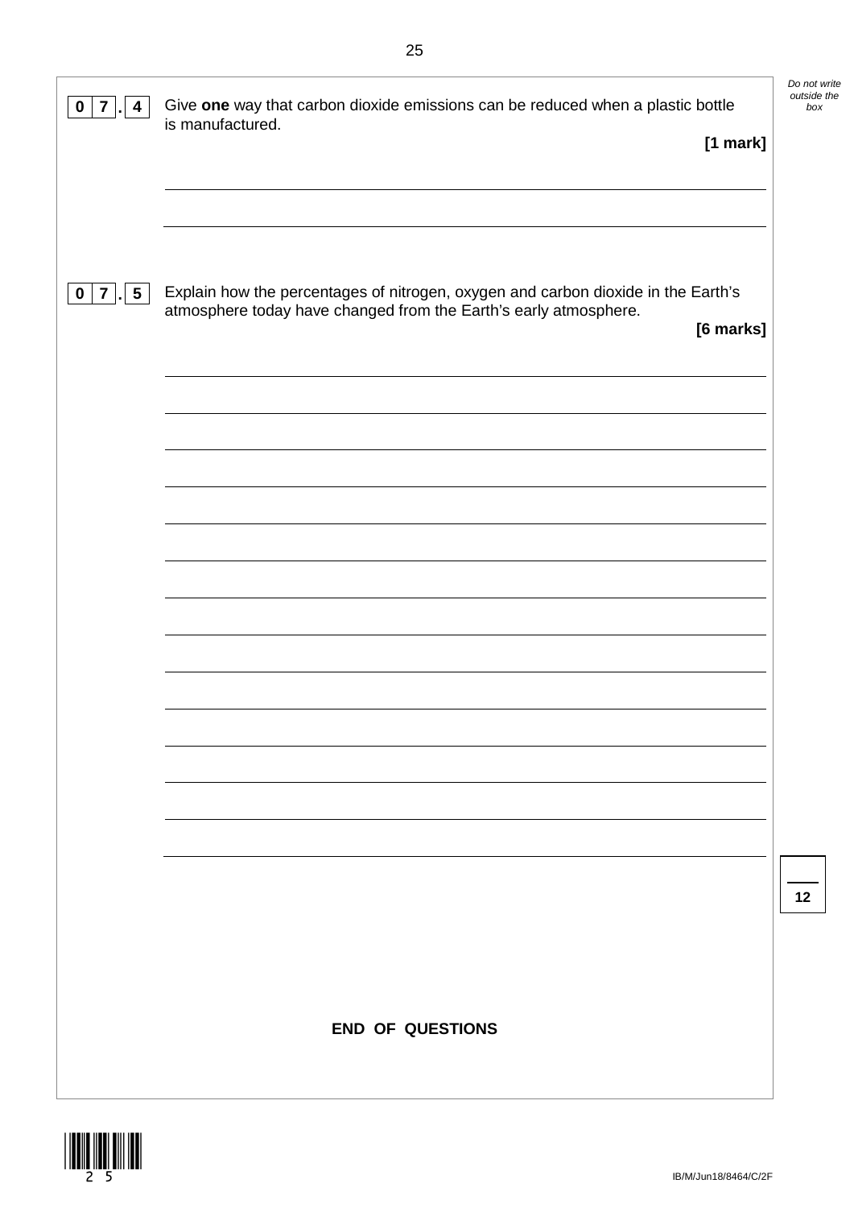**0 7 . 4** Give **one** way that carbon dioxide emissions can be reduced when a plastic bottle is manufactured.

**[1 mark]**

**0 7 . 5** Explain how the percentages of nitrogen, oxygen and carbon dioxide in the Earth's atmosphere today have changed from the Earth's early atmosphere.

**[6 marks]**

**END OF QUESTIONS**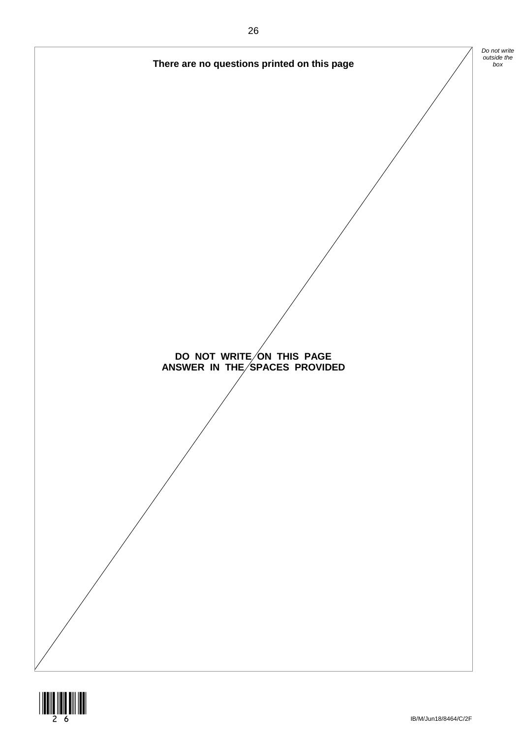**There are no questions printed on this page**

**DO NOT WRITE ON THIS PAGE**
**ANSWER IN THE SPACES PROVIDED**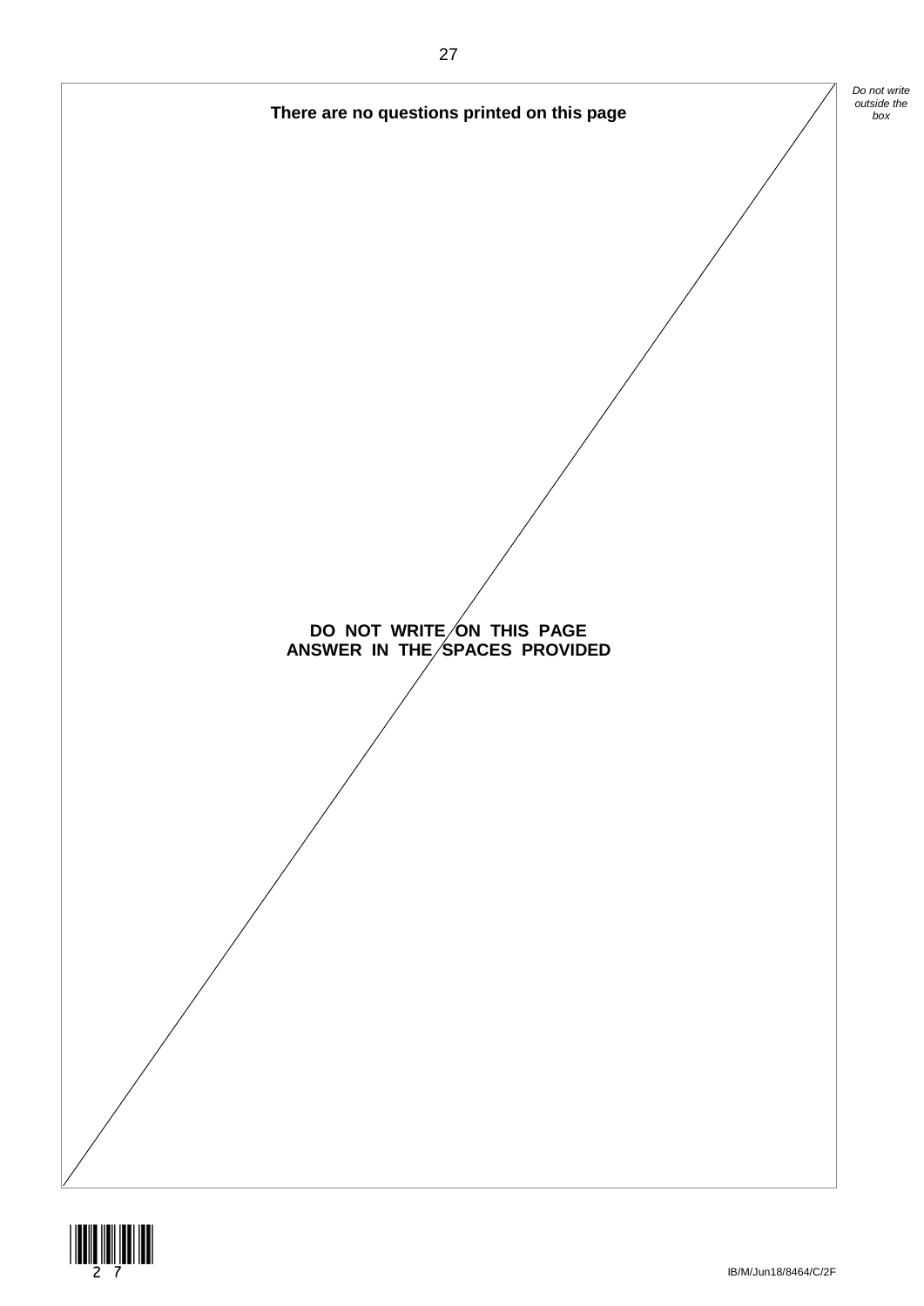**There are no questions printed on this page**

**DO NOT WRITE ON THIS PAGE**
**ANSWER IN THE SPACES PROVIDED**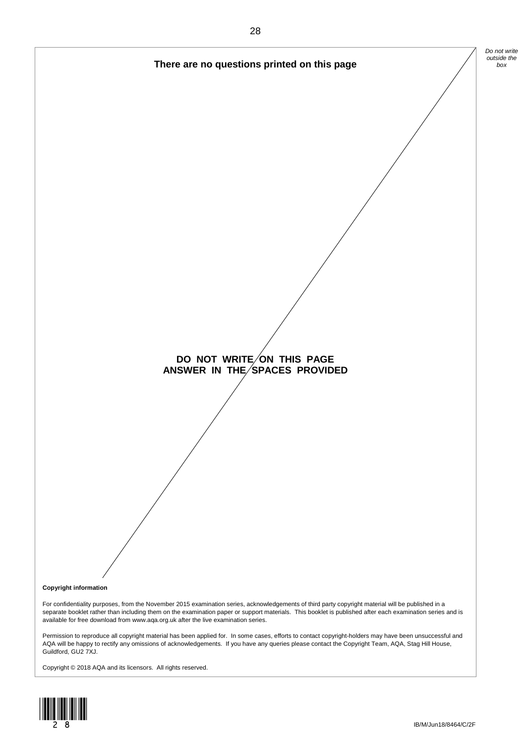**There are no questions printed on this page**

**DO NOT WRITE ON THIS PAGE**
**ANSWER IN THE SPACES PROVIDED**

**Copyright information**

For confidentiality purposes, from the November 2015 examination series, acknowledgements of third party copyright material will be published in a separate booklet rather than including them on the examination paper or support materials. This booklet is published after each examination series and is available for free download from www.aqa.org.uk after the live examination series.

Permission to reproduce all copyright material has been applied for. In some cases, efforts to contact copyright-holders may have been unsuccessful and AQA will be happy to rectify any omissions of acknowledgements. If you have any queries please contact the Copyright Team, AQA, Stag Hill House, Guildford, GU2 7XJ.

Copyright © 2018 AQA and its licensors. All rights reserved.